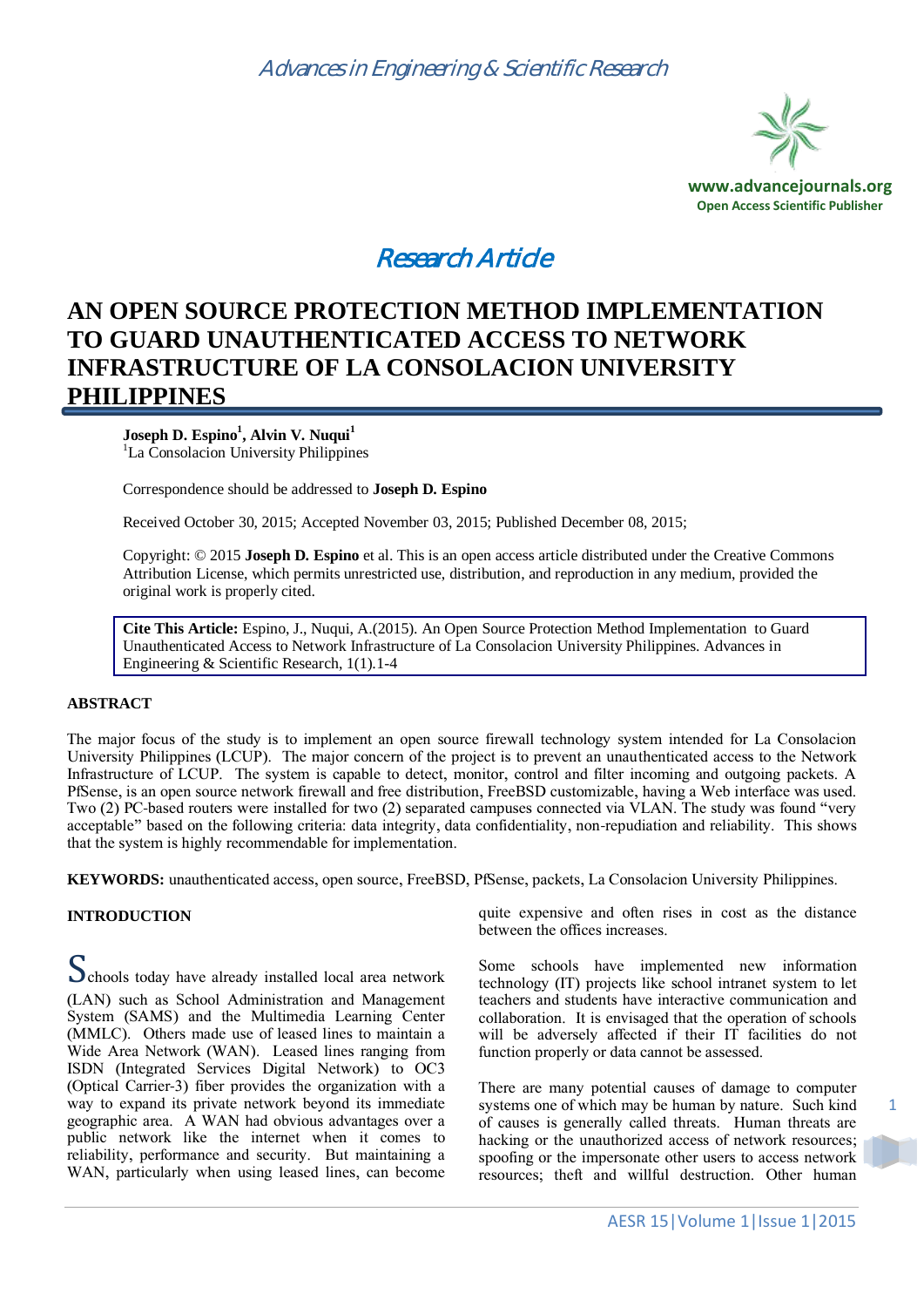Advances in Engineering & Scientific Research

www.advancejournals.org
Open Access Scientific Publisher

Research Article

# AN OPEN SOURCE PROTECTION METHOD IMPLEMENTATION TO GUARD UNAUTHENTICATED ACCESS TO NETWORK INFRASTRUCTURE OF LA CONSOLACION UNIVERSITY PHILIPPINES

**Joseph D. Espino[1], Alvin V. Nuqui[1]**
[1]La Consolacion University Philippines

Correspondence should be addressed to **Joseph D. Espino**

Received October 30, 2015; Accepted November 03, 2015; Published December 08, 2015;

Copyright: © 2015 **Joseph D. Espino** et al. This is an open access article distributed under the Creative Commons Attribution License, which permits unrestricted use, distribution, and reproduction in any medium, provided the original work is properly cited.

**Cite This Article:** Espino, J., Nuqui, A.(2015). An Open Source Protection Method Implementation to Guard Unauthenticated Access to Network Infrastructure of La Consolacion University Philippines. Advances in Engineering & Scientific Research, 1(1).1-4

## ABSTRACT

The major focus of the study is to implement an open source firewall technology system intended for La Consolacion University Philippines (LCUP). The major concern of the project is to prevent an unauthenticated access to the Network Infrastructure of LCUP. The system is capable to detect, monitor, control and filter incoming and outgoing packets. A PfSense, is an open source network firewall and free distribution, FreeBSD customizable, having a Web interface was used. Two (2) PC-based routers were installed for two (2) separated campuses connected via VLAN. The study was found "very acceptable" based on the following criteria: data integrity, data confidentiality, non-repudiation and reliability. This shows that the system is highly recommendable for implementation.

**KEYWORDS:** unauthenticated access, open source, FreeBSD, PfSense, packets, La Consolacion University Philippines.

## INTRODUCTION

Schools today have already installed local area network (LAN) such as School Administration and Management System (SAMS) and the Multimedia Learning Center (MMLC). Others made use of leased lines to maintain a Wide Area Network (WAN). Leased lines ranging from ISDN (Integrated Services Digital Network) to OC3 (Optical Carrier-3) fiber provides the organization with a way to expand its private network beyond its immediate geographic area. A WAN had obvious advantages over a public network like the internet when it comes to reliability, performance and security. But maintaining a WAN, particularly when using leased lines, can become quite expensive and often rises in cost as the distance between the offices increases.

Some schools have implemented new information technology (IT) projects like school intranet system to let teachers and students have interactive communication and collaboration. It is envisaged that the operation of schools will be adversely affected if their IT facilities do not function properly or data cannot be assessed.

There are many potential causes of damage to computer systems one of which may be human by nature. Such kind of causes is generally called threats. Human threats are hacking or the unauthorized access of network resources; spoofing or the impersonate other users to access network resources; theft and willful destruction. Other human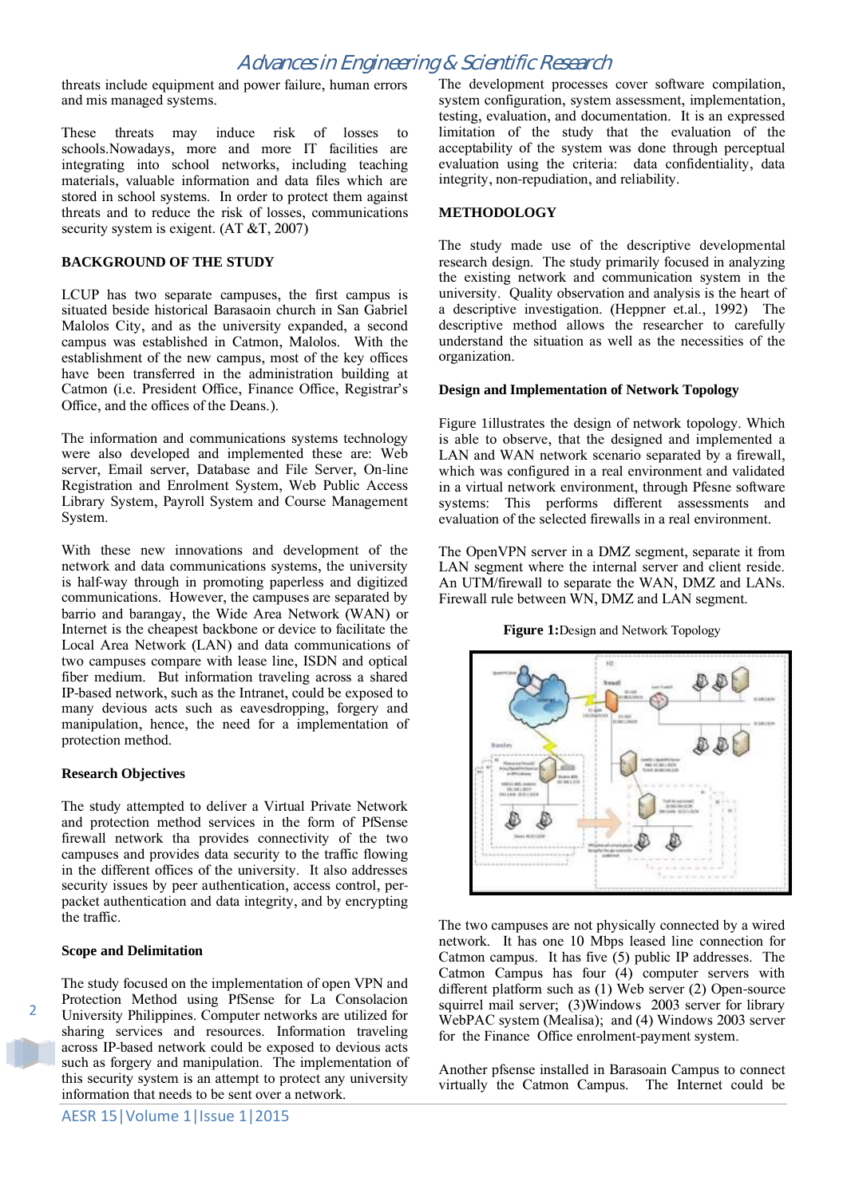threats include equipment and power failure, human errors and mis managed systems.

These threats may induce risk of losses to schools.Nowadays, more and more IT facilities are integrating into school networks, including teaching materials, valuable information and data files which are stored in school systems. In order to protect them against threats and to reduce the risk of losses, communications security system is exigent. (AT &T, 2007)

## BACKGROUND OF THE STUDY

LCUP has two separate campuses, the first campus is situated beside historical Barasaoin church in San Gabriel Malolos City, and as the university expanded, a second campus was established in Catmon, Malolos. With the establishment of the new campus, most of the key offices have been transferred in the administration building at Catmon (i.e. President Office, Finance Office, Registrar's Office, and the offices of the Deans.).

The information and communications systems technology were also developed and implemented these are: Web server, Email server, Database and File Server, On-line Registration and Enrolment System, Web Public Access Library System, Payroll System and Course Management System.

With these new innovations and development of the network and data communications systems, the university is half-way through in promoting paperless and digitized communications. However, the campuses are separated by barrio and barangay, the Wide Area Network (WAN) or Internet is the cheapest backbone or device to facilitate the Local Area Network (LAN) and data communications of two campuses compare with lease line, ISDN and optical fiber medium. But information traveling across a shared IP-based network, such as the Intranet, could be exposed to many devious acts such as eavesdropping, forgery and manipulation, hence, the need for a implementation of protection method.

### Research Objectives

The study attempted to deliver a Virtual Private Network and protection method services in the form of PfSense firewall network tha provides connectivity of the two campuses and provides data security to the traffic flowing in the different offices of the university. It also addresses security issues by peer authentication, access control, per-packet authentication and data integrity, and by encrypting the traffic.

### Scope and Delimitation

The study focused on the implementation of open VPN and Protection Method using PfSense for La Consolacion University Philippines. Computer networks are utilized for sharing services and resources. Information traveling across IP-based network could be exposed to devious acts such as forgery and manipulation. The implementation of this security system is an attempt to protect any university information that needs to be sent over a network.

The development processes cover software compilation, system configuration, system assessment, implementation, testing, evaluation, and documentation. It is an expressed limitation of the study that the evaluation of the acceptability of the system was done through perceptual evaluation using the criteria: data confidentiality, data integrity, non-repudiation, and reliability.

## METHODOLOGY

The study made use of the descriptive developmental research design. The study primarily focused in analyzing the existing network and communication system in the university. Quality observation and analysis is the heart of a descriptive investigation. (Heppner et.al., 1992) The descriptive method allows the researcher to carefully understand the situation as well as the necessities of the organization.

### Design and Implementation of Network Topology

Figure 1illustrates the design of network topology. Which is able to observe, that the designed and implemented a LAN and WAN network scenario separated by a firewall, which was configured in a real environment and validated in a virtual network environment, through Pfesne software systems: This performs different assessments and evaluation of the selected firewalls in a real environment.

The OpenVPN server in a DMZ segment, separate it from LAN segment where the internal server and client reside. An UTM/firewall to separate the WAN, DMZ and LANs. Firewall rule between WN, DMZ and LAN segment.

**Figure 1:**Design and Network Topology

The two campuses are not physically connected by a wired network. It has one 10 Mbps leased line connection for Catmon campus. It has five (5) public IP addresses. The Catmon Campus has four (4) computer servers with different platform such as (1) Web server (2) Open-source squirrel mail server; (3)Windows 2003 server for library WebPAC system (Mealisa); and (4) Windows 2003 server for the Finance Office enrolment-payment system.

Another pfsense installed in Barasoain Campus to connect virtually the Catmon Campus. The Internet could be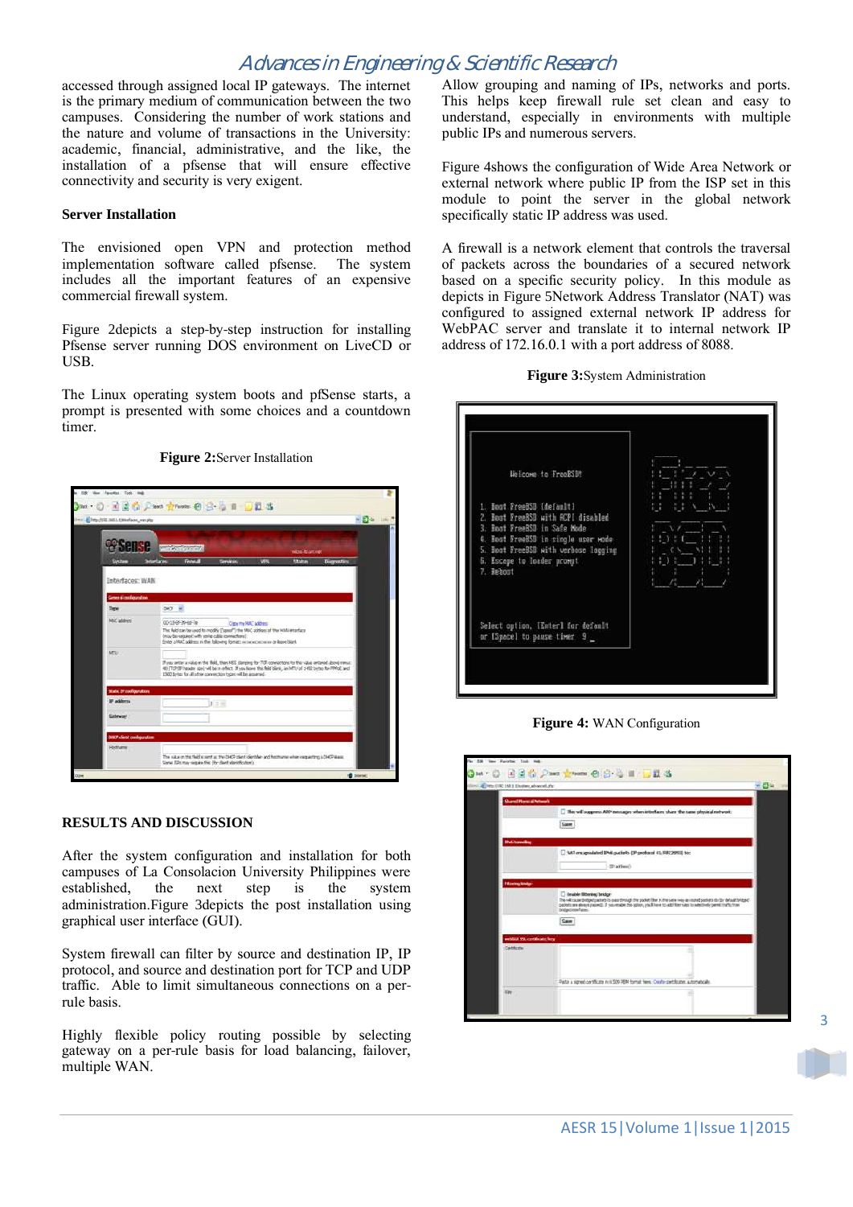accessed through assigned local IP gateways. The internet is the primary medium of communication between the two campuses. Considering the number of work stations and the nature and volume of transactions in the University: academic, financial, administrative, and the like, the installation of a pfsense that will ensure effective connectivity and security is very exigent.

**Server Installation**

The envisioned open VPN and protection method implementation software called pfsense. The system includes all the important features of an expensive commercial firewall system.

Figure 2depicts a step-by-step instruction for installing Pfsense server running DOS environment on LiveCD or USB.

The Linux operating system boots and pfSense starts, a prompt is presented with some choices and a countdown timer.

**Figure 2:**Server Installation

**RESULTS AND DISCUSSION**

After the system configuration and installation for both campuses of La Consolacion University Philippines were established, the next step is the system administration.Figure 3depicts the post installation using graphical user interface (GUI).

System firewall can filter by source and destination IP, IP protocol, and source and destination port for TCP and UDP traffic. Able to limit simultaneous connections on a per-rule basis.

Highly flexible policy routing possible by selecting gateway on a per-rule basis for load balancing, failover, multiple WAN.

Allow grouping and naming of IPs, networks and ports. This helps keep firewall rule set clean and easy to understand, especially in environments with multiple public IPs and numerous servers.

Figure 4shows the configuration of Wide Area Network or external network where public IP from the ISP set in this module to point the server in the global network specifically static IP address was used.

A firewall is a network element that controls the traversal of packets across the boundaries of a secured network based on a specific security policy. In this module as depicts in Figure 5Network Address Translator (NAT) was configured to assigned external network IP address for WebPAC server and translate it to internal network IP address of 172.16.0.1 with a port address of 8088.

**Figure 3:**System Administration

**Figure 4:** WAN Configuration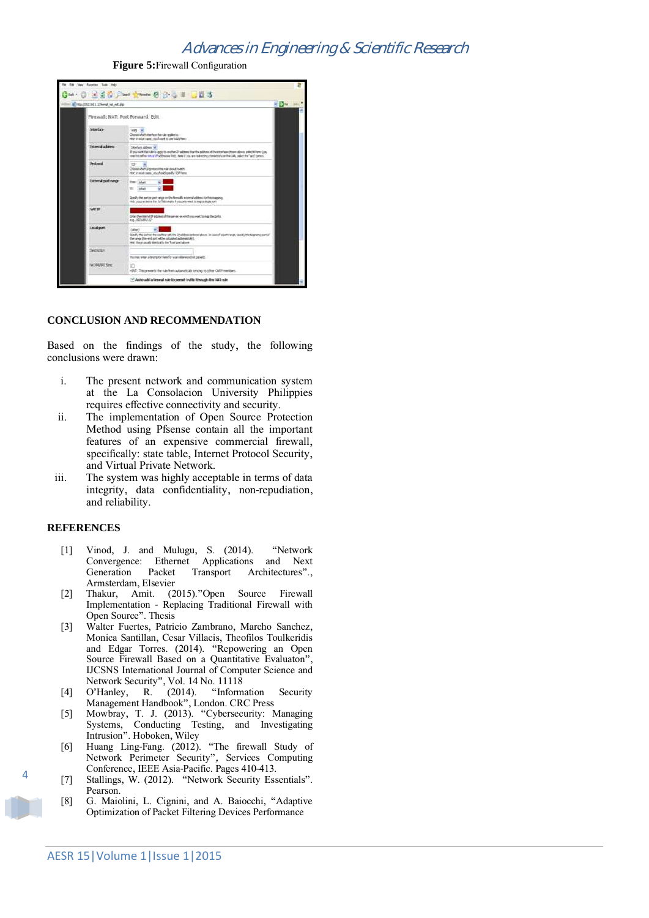**Figure 5:**Firewall Configuration

## CONCLUSION AND RECOMMENDATION

Based on the findings of the study, the following conclusions were drawn:

i. The present network and communication system at the La Consolacion University Philippies requires effective connectivity and security.
ii. The implementation of Open Source Protection Method using Pfsense contain all the important features of an expensive commercial firewall, specifically: state table, Internet Protocol Security, and Virtual Private Network.
iii. The system was highly acceptable in terms of data integrity, data confidentiality, non-repudiation, and reliability.

## REFERENCES

[1] Vinod, J. and Mulugu, S. (2014). "Network Convergence: Ethernet Applications and Next Generation Packet Transport Architectures"., Armsterdam, Elsevier

[2] Thakur, Amit. (2015)."Open Source Firewall Implementation - Replacing Traditional Firewall with Open Source". Thesis

[3] Walter Fuertes, Patricio Zambrano, Marcho Sanchez, Monica Santillan, Cesar Villacis, Theofilos Toulkeridis and Edgar Torres. (2014). "Repowering an Open Source Firewall Based on a Quantitative Evaluaton", IJCSNS International Journal of Computer Science and Network Security", Vol. 14 No. 11118

[4] O'Hanley, R. (2014). "Information Security Management Handbook", London. CRC Press

[5] Mowbray, T. J. (2013). "Cybersecurity: Managing Systems, Conducting Testing, and Investigating Intrusion". Hoboken, Wiley

[6] Huang Ling-Fang. (2012). "The firewall Study of Network Perimeter Security", Services Computing Conference, IEEE Asia-Pacific. Pages 410-413.

[7] Stallings, W. (2012). "Network Security Essentials". Pearson.

[8] G. Maiolini, L. Cignini, and A. Baiocchi, "Adaptive Optimization of Packet Filtering Devices Performance